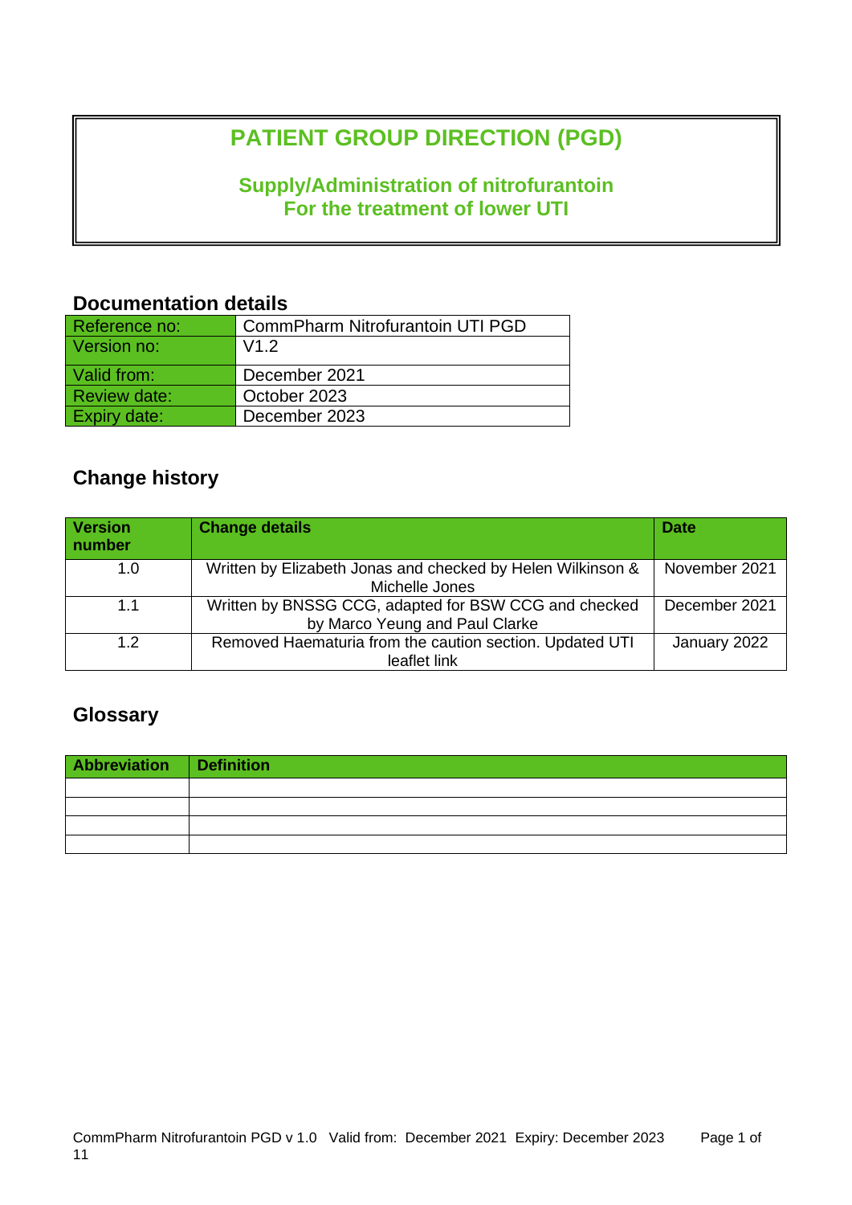# PATIENT GROUP DIRECTION (PGD)

## Supply/Administration of nitrofurantoin
## For the treatment of lower UTI

## Documentation details

| Reference no: | CommPharm Nitrofurantoin UTI PGD |
|---|---|
| Version no: | V1.2 |
| Valid from: | December 2021 |
| Review date: | October 2023 |
| Expiry date: | December 2023 |

## Change history

| Version number | Change details | Date |
|---|---|---|
| 1.0 | Written by Elizabeth Jonas and checked by Helen Wilkinson & Michelle Jones | November 2021 |
| 1.1 | Written by BNSSG CCG, adapted for BSW CCG and checked by Marco Yeung and Paul Clarke | December 2021 |
| 1.2 | Removed Haematuria from the caution section. Updated UTI leaflet link | January 2022 |

## Glossary

| Abbreviation | Definition |
|---|---|
| | |
| | |
| | |
| | |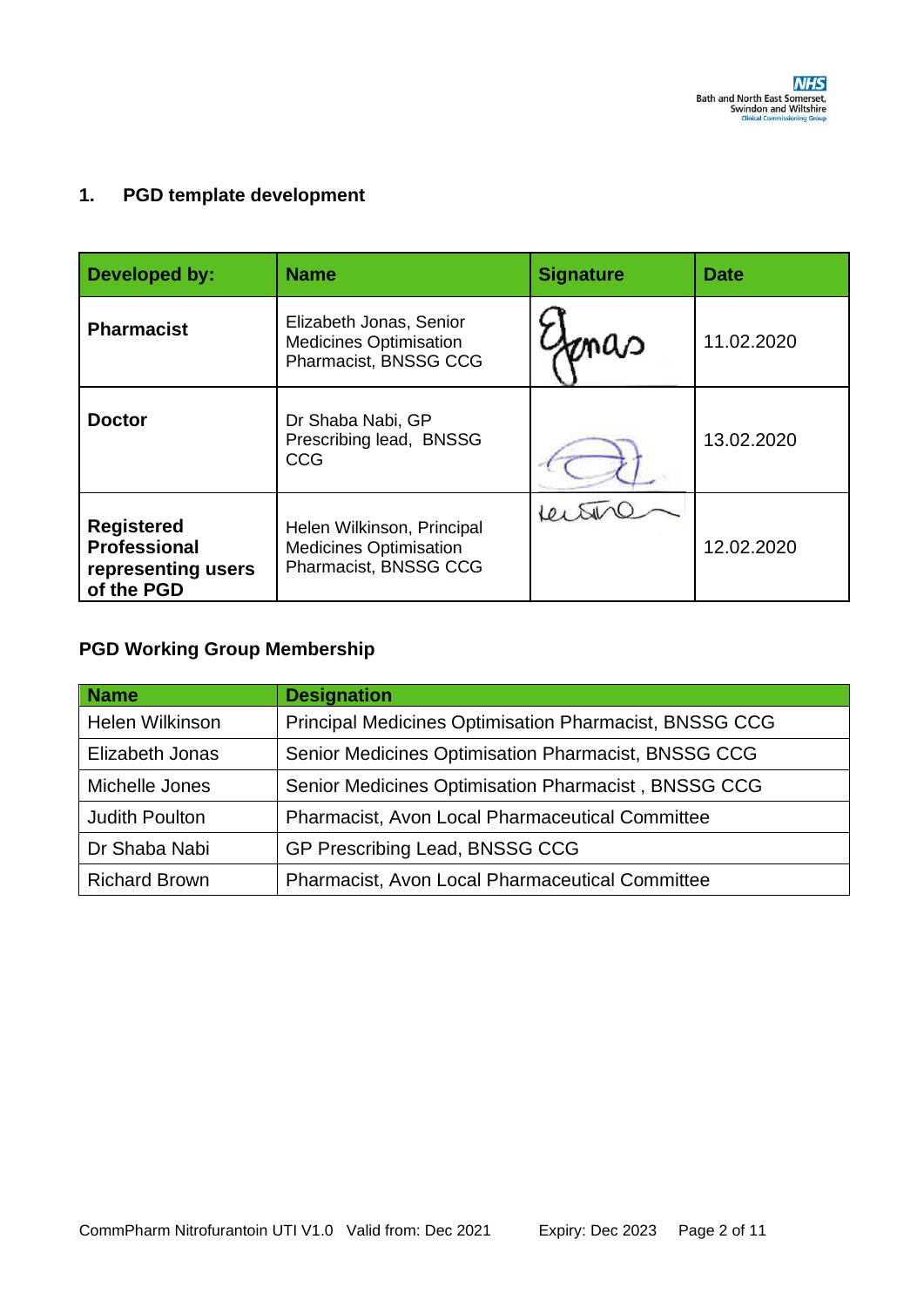## 1. PGD template development

| Developed by: | Name | Signature | Date |
|---|---|---|---|
| **Pharmacist** | Elizabeth Jonas, Senior Medicines Optimisation Pharmacist, BNSSG CCG | | 11.02.2020 |
| **Doctor** | Dr Shaba Nabi, GP Prescribing lead, BNSSG CCG | | 13.02.2020 |
| **Registered Professional representing users of the PGD** | Helen Wilkinson, Principal Medicines Optimisation Pharmacist, BNSSG CCG | | 12.02.2020 |

### PGD Working Group Membership

| Name | Designation |
|---|---|
| Helen Wilkinson | Principal Medicines Optimisation Pharmacist, BNSSG CCG |
| Elizabeth Jonas | Senior Medicines Optimisation Pharmacist, BNSSG CCG |
| Michelle Jones | Senior Medicines Optimisation Pharmacist , BNSSG CCG |
| Judith Poulton | Pharmacist, Avon Local Pharmaceutical Committee |
| Dr Shaba Nabi | GP Prescribing Lead, BNSSG CCG |
| Richard Brown | Pharmacist, Avon Local Pharmaceutical Committee |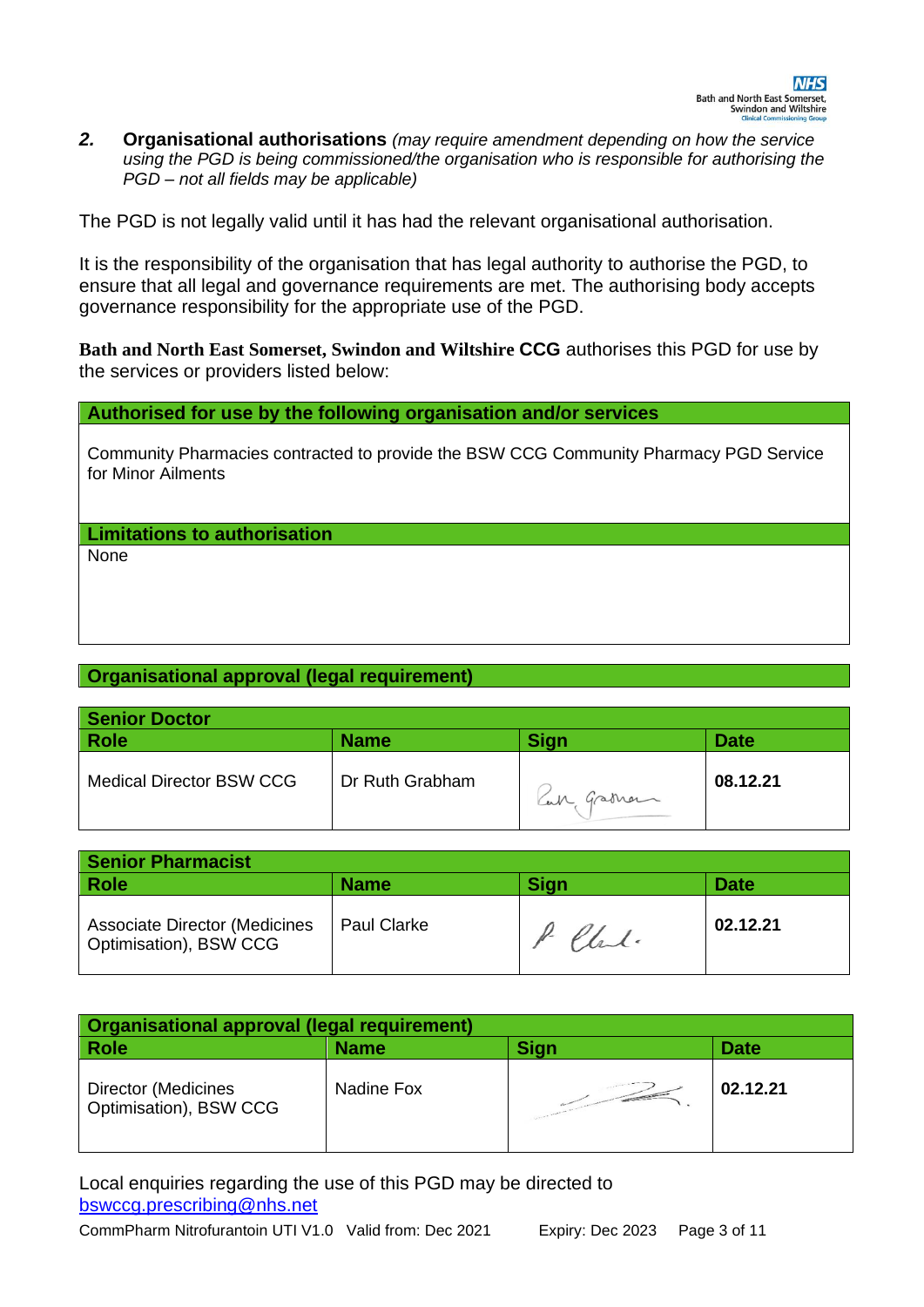## 2. Organisational authorisations *(may require amendment depending on how the service using the PGD is being commissioned/the organisation who is responsible for authorising the PGD – not all fields may be applicable)*

The PGD is not legally valid until it has had the relevant organisational authorisation.

It is the responsibility of the organisation that has legal authority to authorise the PGD, to ensure that all legal and governance requirements are met. The authorising body accepts governance responsibility for the appropriate use of the PGD.

**Bath and North East Somerset, Swindon and Wiltshire CCG** authorises this PGD for use by the services or providers listed below:

| Authorised for use by the following organisation and/or services |
|---|
| Community Pharmacies contracted to provide the BSW CCG Community Pharmacy PGD Service for Minor Ailments |

| Limitations to authorisation |
|---|
| None |

**Organisational approval (legal requirement)**

| Senior Doctor | | | |
|---|---|---|---|
| **Role** | **Name** | **Sign** | **Date** |
| Medical Director BSW CCG | Dr Ruth Grabham | Ruth Grabham | **08.12.21** |

| Senior Pharmacist | | | |
|---|---|---|---|
| **Role** | **Name** | **Sign** | **Date** |
| Associate Director (Medicines Optimisation), BSW CCG | Paul Clarke | P Clark. | **02.12.21** |

| Organisational approval (legal requirement) | | | |
|---|---|---|---|
| **Role** | **Name** | **Sign** | **Date** |
| Director (Medicines Optimisation), BSW CCG | Nadine Fox | [signature] | **02.12.21** |

Local enquiries regarding the use of this PGD may be directed to [bswccg.prescribing@nhs.net](mailto:bswccg.prescribing@nhs.net)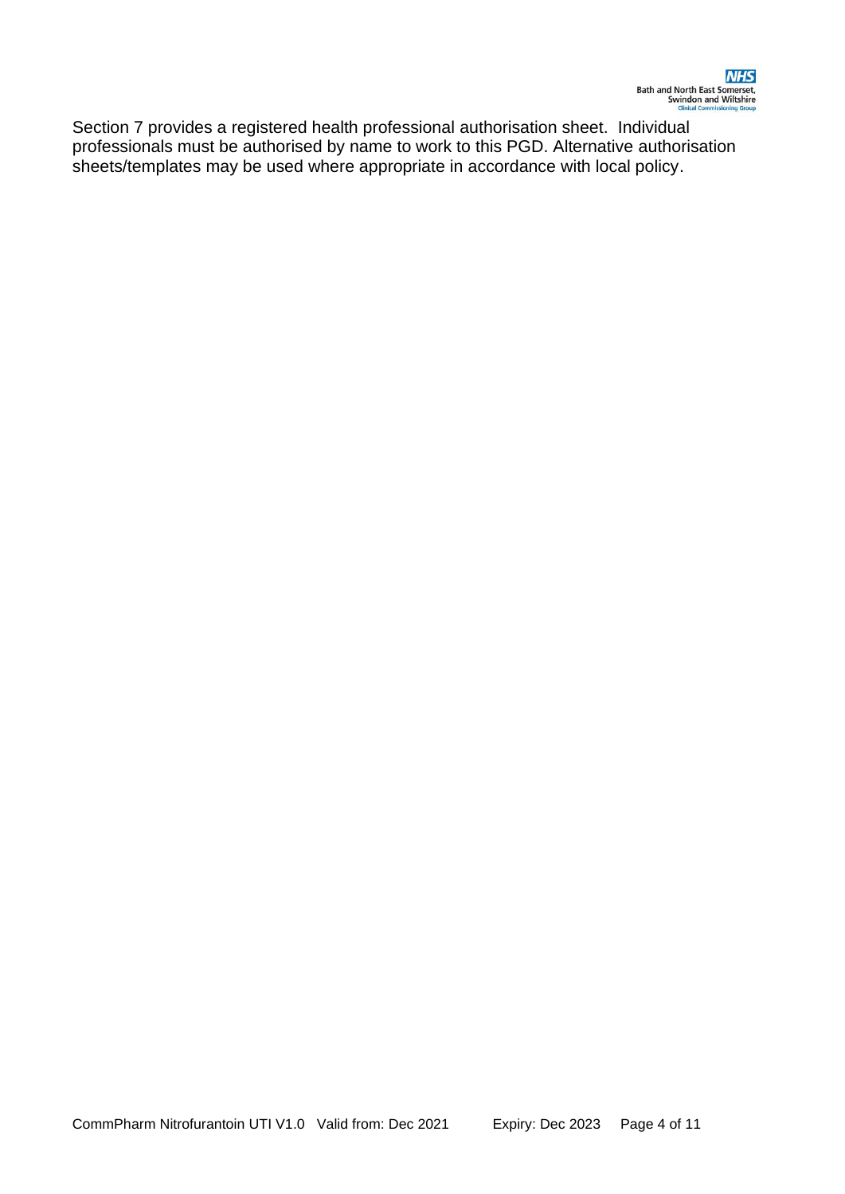Section 7 provides a registered health professional authorisation sheet. Individual professionals must be authorised by name to work to this PGD. Alternative authorisation sheets/templates may be used where appropriate in accordance with local policy.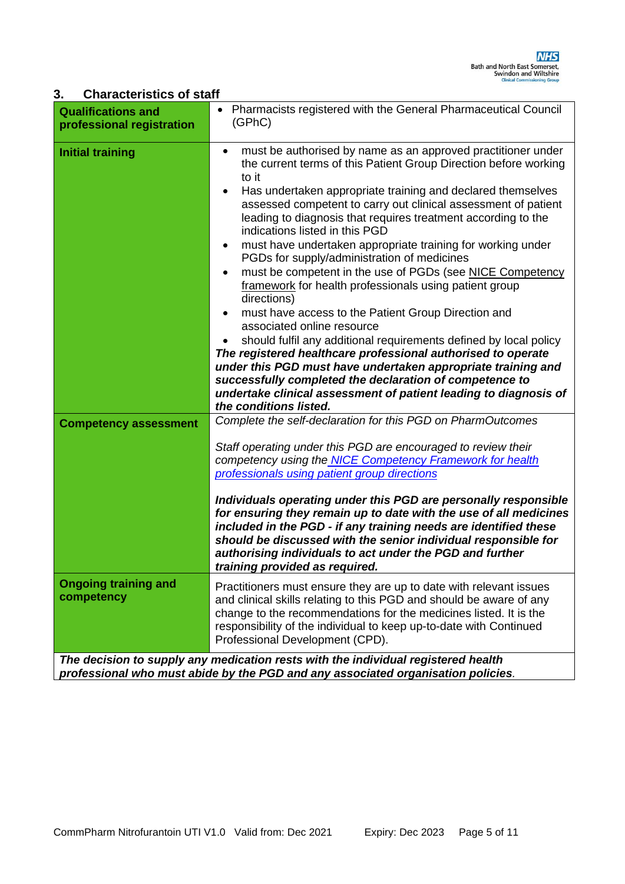## 3. Characteristics of staff

| | |
|---|---|
| **Qualifications and professional registration** | • Pharmacists registered with the General Pharmaceutical Council (GPhC) |
| **Initial training** | • must be authorised by name as an approved practitioner under the current terms of this Patient Group Direction before working to it<br>• Has undertaken appropriate training and declared themselves assessed competent to carry out clinical assessment of patient leading to diagnosis that requires treatment according to the indications listed in this PGD<br>• must have undertaken appropriate training for working under PGDs for supply/administration of medicines<br>• must be competent in the use of PGDs (see NICE Competency framework for health professionals using patient group directions)<br>• must have access to the Patient Group Direction and associated online resource<br>• should fulfil any additional requirements defined by local policy<br>***The registered healthcare professional authorised to operate under this PGD must have undertaken appropriate training and successfully completed the declaration of competence to undertake clinical assessment of patient leading to diagnosis of the conditions listed.*** |
| **Competency assessment** | *Complete the self-declaration for this PGD on PharmOutcomes*<br><br>*Staff operating under this PGD are encouraged to review their competency using the NICE Competency Framework for health professionals using patient group directions*<br><br>***Individuals operating under this PGD are personally responsible for ensuring they remain up to date with the use of all medicines included in the PGD - if any training needs are identified these should be discussed with the senior individual responsible for authorising individuals to act under the PGD and further training provided as required.*** |
| **Ongoing training and competency** | Practitioners must ensure they are up to date with relevant issues and clinical skills relating to this PGD and should be aware of any change to the recommendations for the medicines listed. It is the responsibility of the individual to keep up-to-date with Continued Professional Development (CPD). |

***The decision to supply any medication rests with the individual registered health professional who must abide by the PGD and any associated organisation policies.***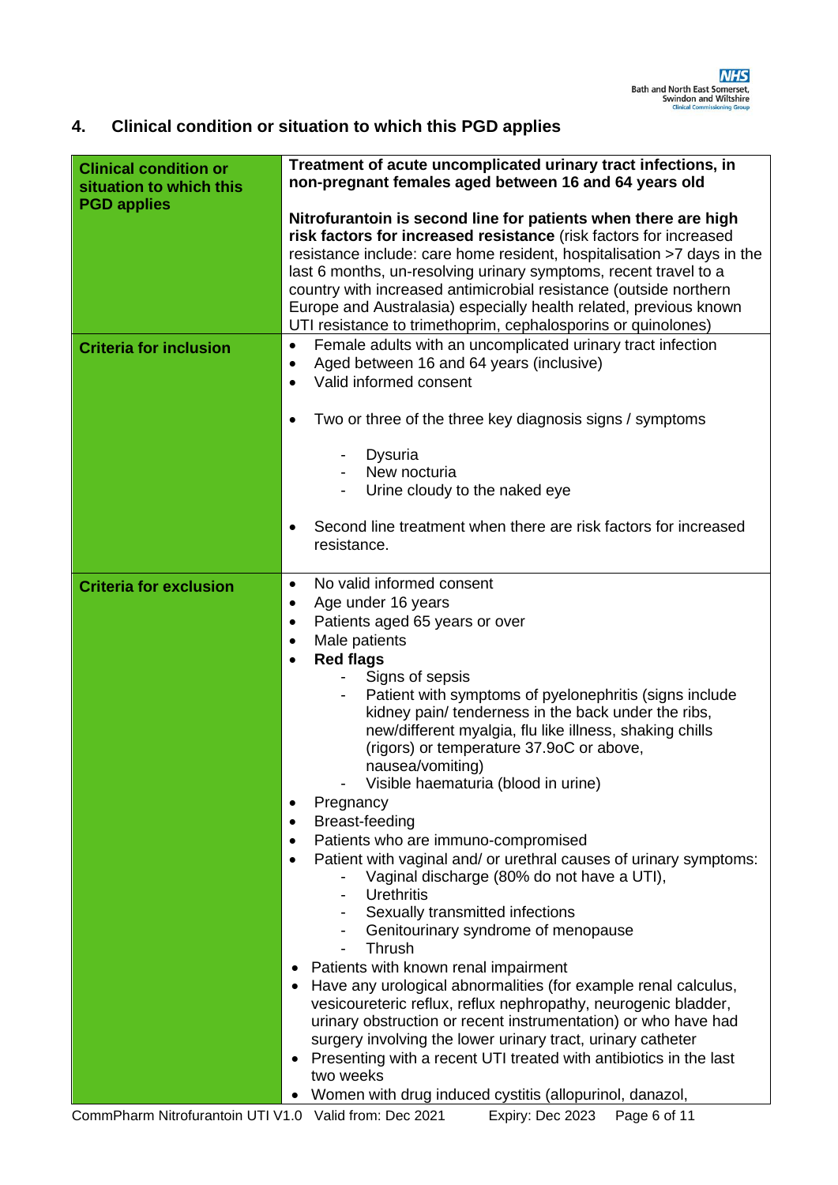## 4. Clinical condition or situation to which this PGD applies

| | |
|---|---|
| **Clinical condition or situation to which this PGD applies** | **Treatment of acute uncomplicated urinary tract infections, in non-pregnant females aged between 16 and 64 years old**<br><br>**Nitrofurantoin is second line for patients when there are high risk factors for increased resistance** (risk factors for increased resistance include: care home resident, hospitalisation >7 days in the last 6 months, un-resolving urinary symptoms, recent travel to a country with increased antimicrobial resistance (outside northern Europe and Australasia) especially health related, previous known UTI resistance to trimethoprim, cephalosporins or quinolones) |
| **Criteria for inclusion** | • Female adults with an uncomplicated urinary tract infection<br>• Aged between 16 and 64 years (inclusive)<br>• Valid informed consent<br><br>• Two or three of the three key diagnosis signs / symptoms<br><br>- Dysuria<br>- New nocturia<br>- Urine cloudy to the naked eye<br><br>• Second line treatment when there are risk factors for increased resistance. |
| **Criteria for exclusion** | • No valid informed consent<br>• Age under 16 years<br>• Patients aged 65 years or over<br>• Male patients<br>• **Red flags**<br>- Signs of sepsis<br>- Patient with symptoms of pyelonephritis (signs include kidney pain/ tenderness in the back under the ribs, new/different myalgia, flu like illness, shaking chills (rigors) or temperature 37.9oC or above, nausea/vomiting)<br>- Visible haematuria (blood in urine)<br>• Pregnancy<br>• Breast-feeding<br>• Patients who are immuno-compromised<br>• Patient with vaginal and/ or urethral causes of urinary symptoms:<br>- Vaginal discharge (80% do not have a UTI),<br>- Urethritis<br>- Sexually transmitted infections<br>- Genitourinary syndrome of menopause<br>- Thrush<br>• Patients with known renal impairment<br>• Have any urological abnormalities (for example renal calculus, vesicoureteric reflux, reflux nephropathy, neurogenic bladder, urinary obstruction or recent instrumentation) or who have had surgery involving the lower urinary tract, urinary catheter<br>• Presenting with a recent UTI treated with antibiotics in the last two weeks<br>• Women with drug induced cystitis (allopurinol, danazol, |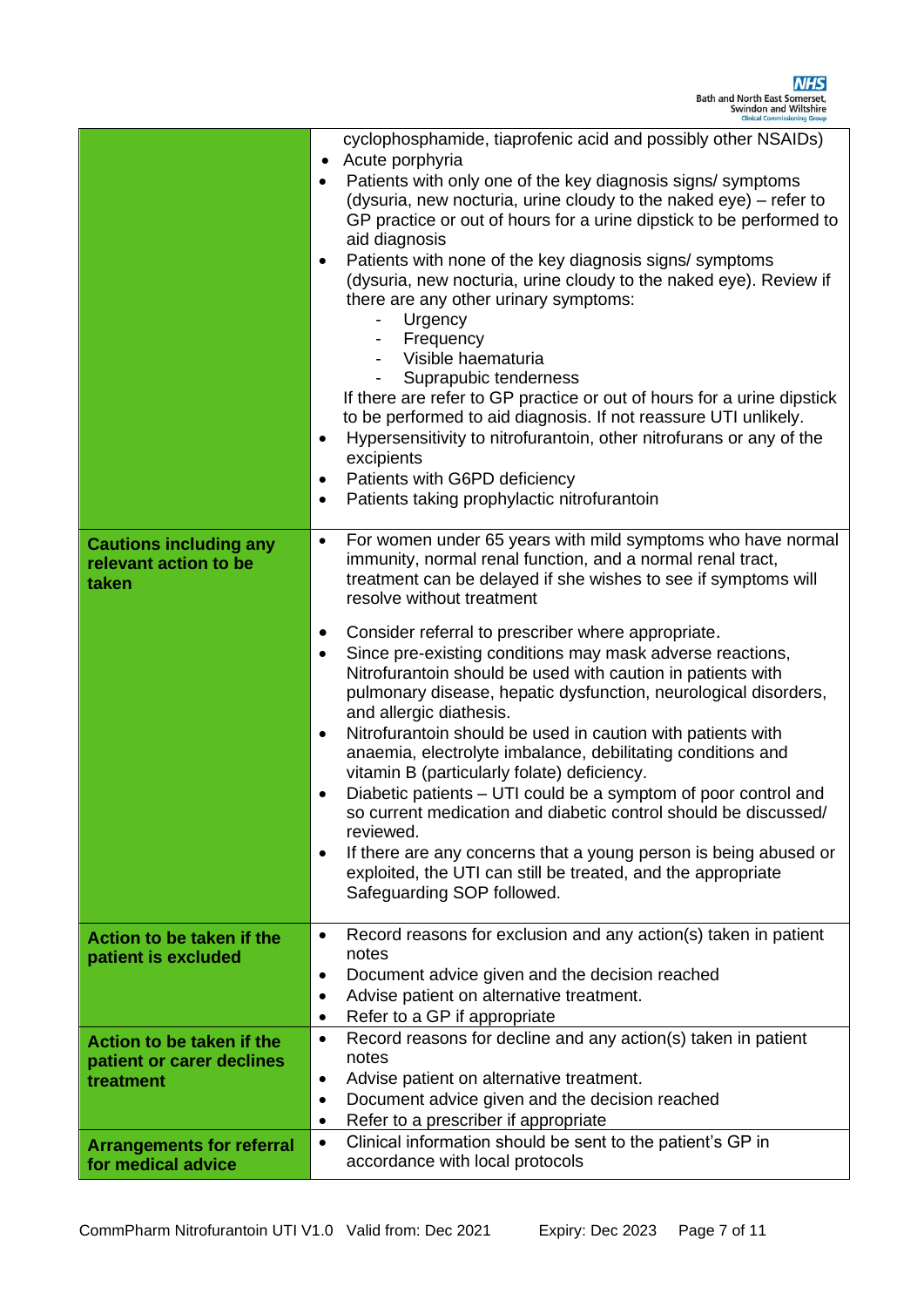| | |
|---|---|
| | cyclophosphamide, tiaprofenic acid and possibly other NSAIDs)<br>• Acute porphyria<br>• Patients with only one of the key diagnosis signs/ symptoms (dysuria, new nocturia, urine cloudy to the naked eye) – refer to GP practice or out of hours for a urine dipstick to be performed to aid diagnosis<br>• Patients with none of the key diagnosis signs/ symptoms (dysuria, new nocturia, urine cloudy to the naked eye). Review if there are any other urinary symptoms:<br>  - Urgency<br>  - Frequency<br>  - Visible haematuria<br>  - Suprapubic tenderness<br>If there are refer to GP practice or out of hours for a urine dipstick to be performed to aid diagnosis. If not reassure UTI unlikely.<br>• Hypersensitivity to nitrofurantoin, other nitrofurans or any of the excipients<br>• Patients with G6PD deficiency<br>• Patients taking prophylactic nitrofurantoin |
| **Cautions including any relevant action to be taken** | • For women under 65 years with mild symptoms who have normal immunity, normal renal function, and a normal renal tract, treatment can be delayed if she wishes to see if symptoms will resolve without treatment<br>• Consider referral to prescriber where appropriate.<br>• Since pre-existing conditions may mask adverse reactions, Nitrofurantoin should be used with caution in patients with pulmonary disease, hepatic dysfunction, neurological disorders, and allergic diathesis.<br>• Nitrofurantoin should be used in caution with patients with anaemia, electrolyte imbalance, debilitating conditions and vitamin B (particularly folate) deficiency.<br>• Diabetic patients – UTI could be a symptom of poor control and so current medication and diabetic control should be discussed/ reviewed.<br>• If there are any concerns that a young person is being abused or exploited, the UTI can still be treated, and the appropriate Safeguarding SOP followed. |
| **Action to be taken if the patient is excluded** | • Record reasons for exclusion and any action(s) taken in patient notes<br>• Document advice given and the decision reached<br>• Advise patient on alternative treatment.<br>• Refer to a GP if appropriate |
| **Action to be taken if the patient or carer declines treatment** | • Record reasons for decline and any action(s) taken in patient notes<br>• Advise patient on alternative treatment.<br>• Document advice given and the decision reached<br>• Refer to a prescriber if appropriate |
| **Arrangements for referral for medical advice** | • Clinical information should be sent to the patient's GP in accordance with local protocols |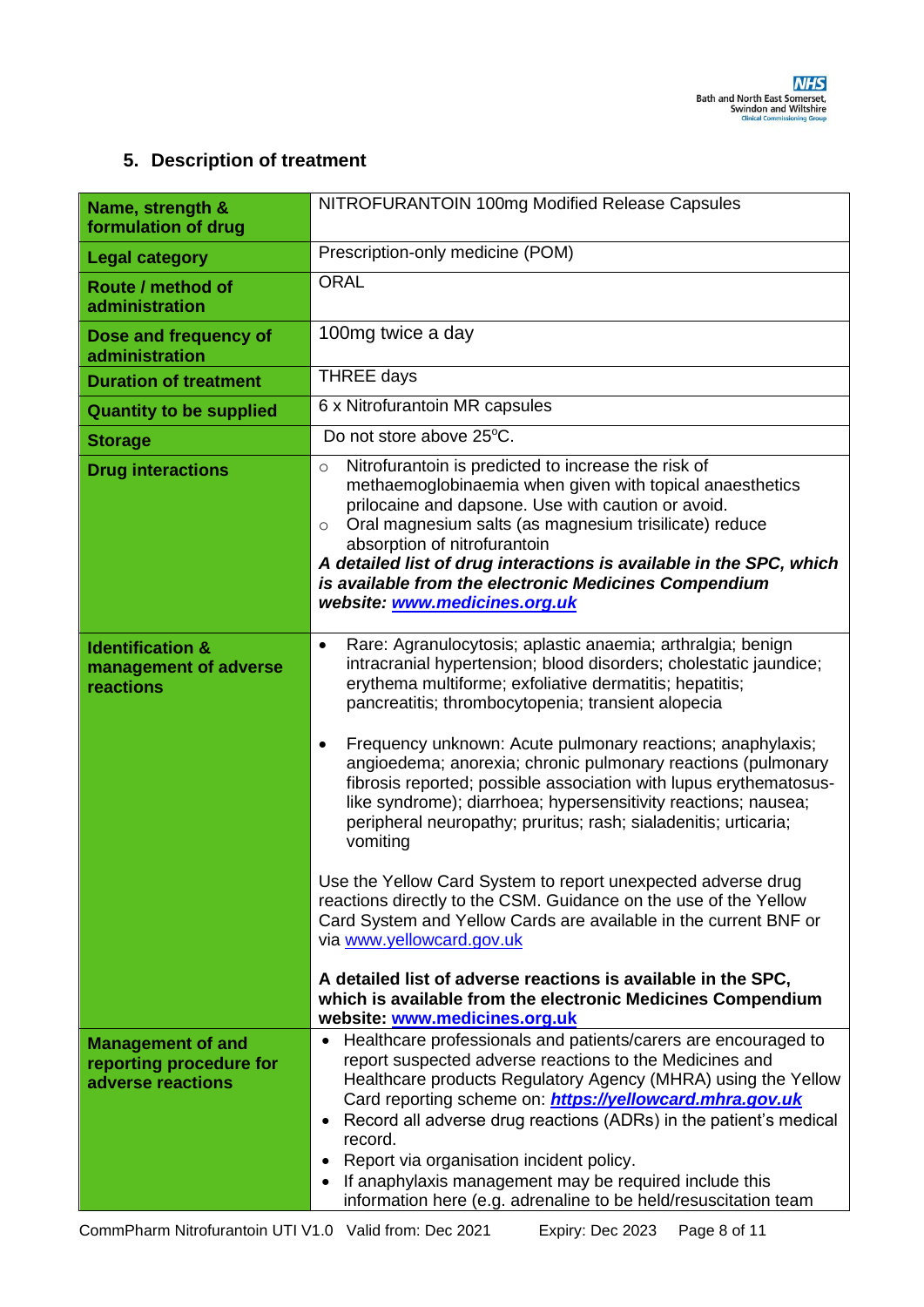## 5. Description of treatment

| | |
|---|---|
| **Name, strength & formulation of drug** | NITROFURANTOIN 100mg Modified Release Capsules |
| **Legal category** | Prescription-only medicine (POM) |
| **Route / method of administration** | ORAL |
| **Dose and frequency of administration** | 100mg twice a day |
| **Duration of treatment** | THREE days |
| **Quantity to be supplied** | 6 x Nitrofurantoin MR capsules |
| **Storage** | Do not store above 25ºC. |
| **Drug interactions** | ○ Nitrofurantoin is predicted to increase the risk of methaemoglobinaemia when given with topical anaesthetics prilocaine and dapsone. Use with caution or avoid.<br>○ Oral magnesium salts (as magnesium trisilicate) reduce absorption of nitrofurantoin<br>***A detailed list of drug interactions is available in the SPC, which is available from the electronic Medicines Compendium website: [www.medicines.org.uk](http://www.medicines.org.uk)*** |
| **Identification & management of adverse reactions** | • Rare: Agranulocytosis; aplastic anaemia; arthralgia; benign intracranial hypertension; blood disorders; cholestatic jaundice; erythema multiforme; exfoliative dermatitis; hepatitis; pancreatitis; thrombocytopenia; transient alopecia<br><br>• Frequency unknown: Acute pulmonary reactions; anaphylaxis; angioedema; anorexia; chronic pulmonary reactions (pulmonary fibrosis reported; possible association with lupus erythematosus-like syndrome); diarrhoea; hypersensitivity reactions; nausea; peripheral neuropathy; pruritus; rash; sialadenitis; urticaria; vomiting<br><br>Use the Yellow Card System to report unexpected adverse drug reactions directly to the CSM. Guidance on the use of the Yellow Card System and Yellow Cards are available in the current BNF or via [www.yellowcard.gov.uk](http://www.yellowcard.gov.uk)<br><br>**A detailed list of adverse reactions is available in the SPC, which is available from the electronic Medicines Compendium website: [www.medicines.org.uk](http://www.medicines.org.uk)** |
| **Management of and reporting procedure for adverse reactions** | • Healthcare professionals and patients/carers are encouraged to report suspected adverse reactions to the Medicines and Healthcare products Regulatory Agency (MHRA) using the Yellow Card reporting scheme on: ***[https://yellowcard.mhra.gov.uk](https://yellowcard.mhra.gov.uk)***<br>• Record all adverse drug reactions (ADRs) in the patient's medical record.<br>• Report via organisation incident policy.<br>• If anaphylaxis management may be required include this information here (e.g. adrenaline to be held/resuscitation team |

CommPharm Nitrofurantoin UTI V1.0 Valid from: Dec 2021 Expiry: Dec 2023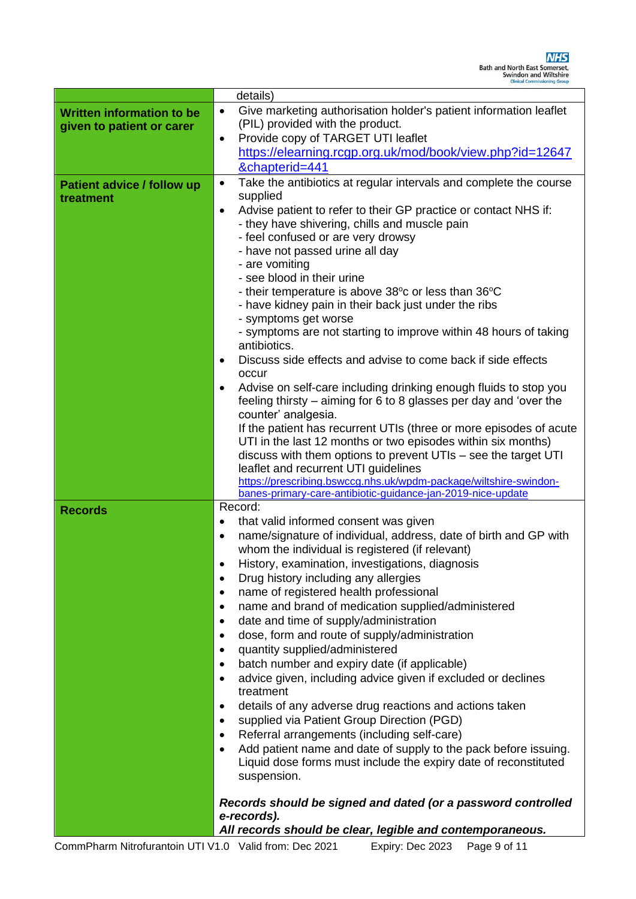| | |
|---|---|
| | details) |
| **Written information to be given to patient or carer** | • Give marketing authorisation holder's patient information leaflet (PIL) provided with the product.<br>• Provide copy of TARGET UTI leaflet https://elearning.rcgp.org.uk/mod/book/view.php?id=12647&chapterid=441 |
| **Patient advice / follow up treatment** | • Take the antibiotics at regular intervals and complete the course supplied<br>• Advise patient to refer to their GP practice or contact NHS if:<br>- they have shivering, chills and muscle pain<br>- feel confused or are very drowsy<br>- have not passed urine all day<br>- are vomiting<br>- see blood in their urine<br>- their temperature is above 38ºc or less than 36ºC<br>- have kidney pain in their back just under the ribs<br>- symptoms get worse<br>- symptoms are not starting to improve within 48 hours of taking antibiotics.<br>• Discuss side effects and advise to come back if side effects occur<br>• Advise on self-care including drinking enough fluids to stop you feeling thirsty – aiming for 6 to 8 glasses per day and 'over the counter' analgesia.<br>If the patient has recurrent UTIs (three or more episodes of acute UTI in the last 12 months or two episodes within six months) discuss with them options to prevent UTIs – see the target UTI leaflet and recurrent UTI guidelines https://prescribing.bswccg.nhs.uk/wpdm-package/wiltshire-swindon-banes-primary-care-antibiotic-guidance-jan-2019-nice-update |
| **Records** | Record:<br>• that valid informed consent was given<br>• name/signature of individual, address, date of birth and GP with whom the individual is registered (if relevant)<br>• History, examination, investigations, diagnosis<br>• Drug history including any allergies<br>• name of registered health professional<br>• name and brand of medication supplied/administered<br>• date and time of supply/administration<br>• dose, form and route of supply/administration<br>• quantity supplied/administered<br>• batch number and expiry date (if applicable)<br>• advice given, including advice given if excluded or declines treatment<br>• details of any adverse drug reactions and actions taken<br>• supplied via Patient Group Direction (PGD)<br>• Referral arrangements (including self-care)<br>• Add patient name and date of supply to the pack before issuing. Liquid dose forms must include the expiry date of reconstituted suspension.<br><br>***Records should be signed and dated (or a password controlled e-records).***<br>***All records should be clear, legible and contemporaneous.*** |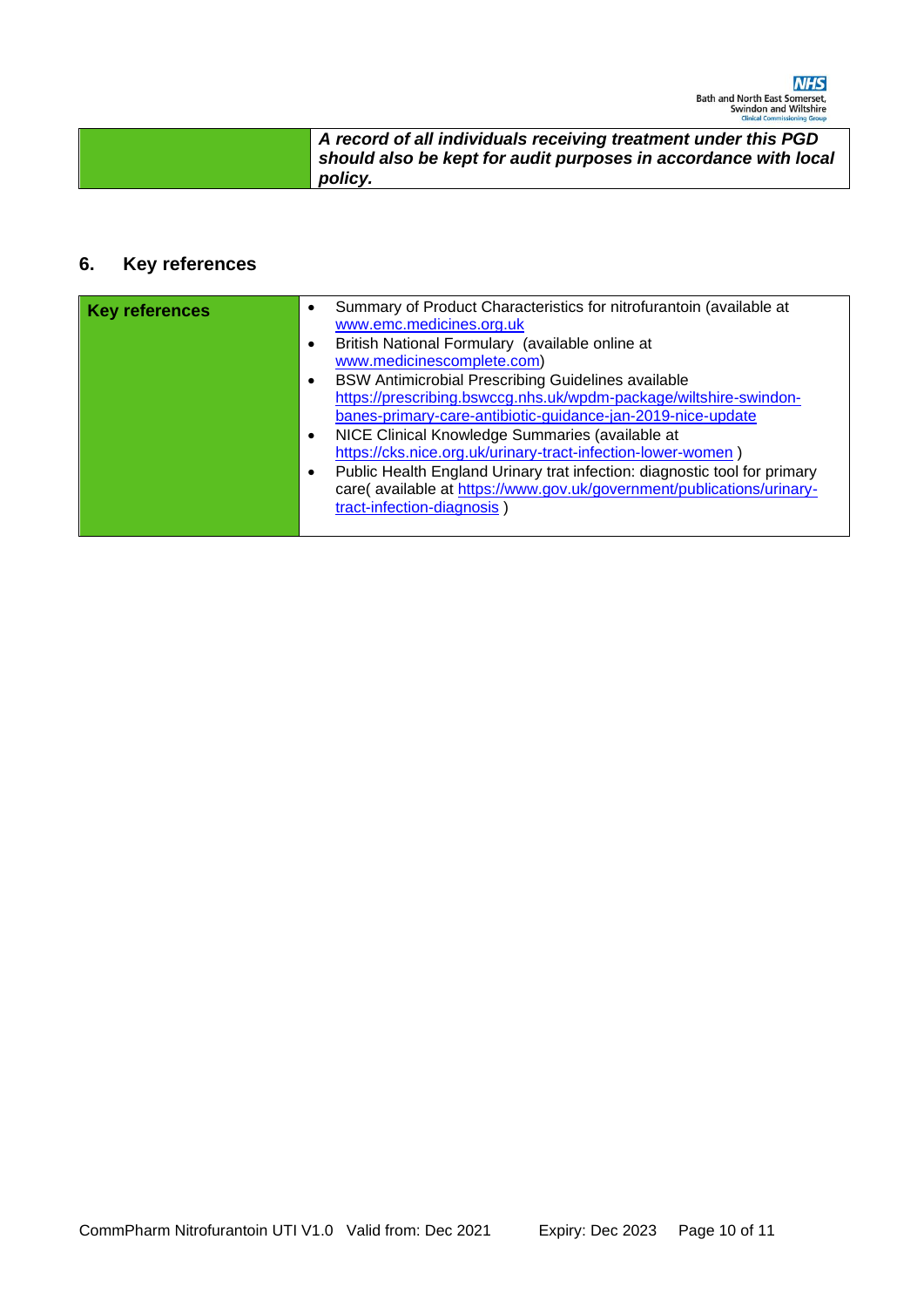| | *A record of all individuals receiving treatment under this PGD should also be kept for audit purposes in accordance with local policy.* |
|---|---|

## 6. Key references

| **Key references** | • Summary of Product Characteristics for nitrofurantoin (available at www.emc.medicines.org.uk<br>• British National Formulary (available online at www.medicinescomplete.com)<br>• BSW Antimicrobial Prescribing Guidelines available https://prescribing.bswccg.nhs.uk/wpdm-package/wiltshire-swindon-banes-primary-care-antibiotic-guidance-jan-2019-nice-update<br>• NICE Clinical Knowledge Summaries (available at https://cks.nice.org.uk/urinary-tract-infection-lower-women )<br>• Public Health England Urinary trat infection: diagnostic tool for primary care( available at https://www.gov.uk/government/publications/urinary-tract-infection-diagnosis ) |
|---|---|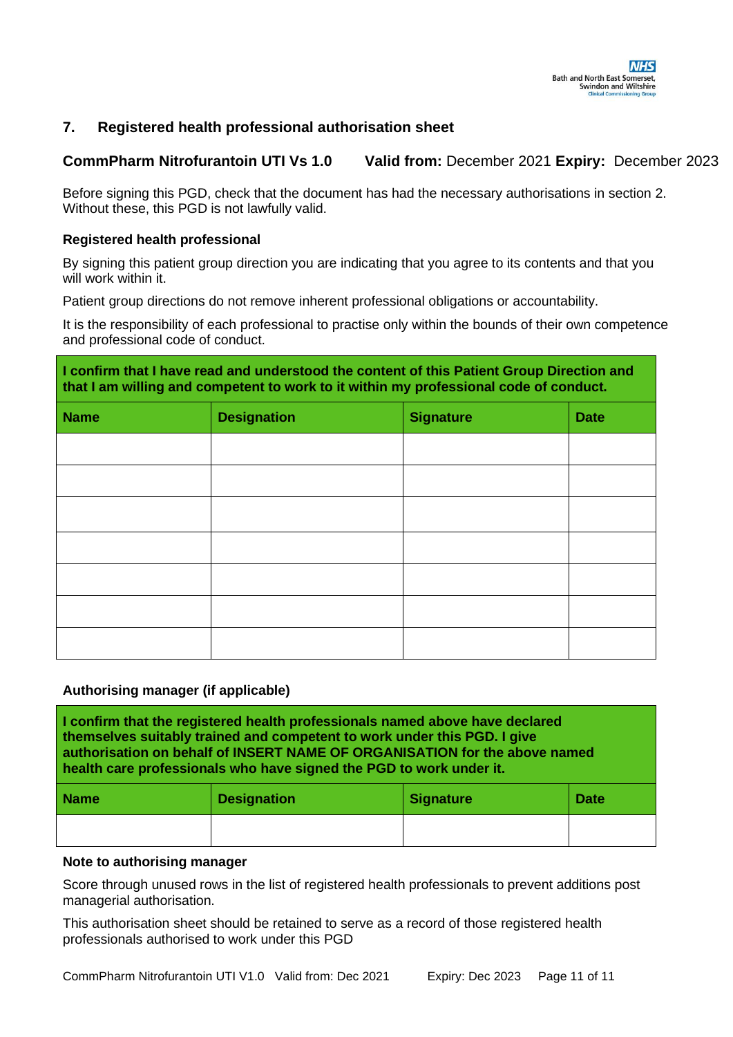## 7. Registered health professional authorisation sheet

**CommPharm Nitrofurantoin UTI Vs 1.0** **Valid from:** December 2021 **Expiry:** December 2023

Before signing this PGD, check that the document has had the necessary authorisations in section 2. Without these, this PGD is not lawfully valid.

**Registered health professional**

By signing this patient group direction you are indicating that you agree to its contents and that you will work within it.

Patient group directions do not remove inherent professional obligations or accountability.

It is the responsibility of each professional to practise only within the bounds of their own competence and professional code of conduct.

**I confirm that I have read and understood the content of this Patient Group Direction and that I am willing and competent to work to it within my professional code of conduct.**

| Name | Designation | Signature | Date |
|---|---|---|---|
| | | | |
| | | | |
| | | | |
| | | | |
| | | | |
| | | | |
| | | | |

**Authorising manager (if applicable)**

**I confirm that the registered health professionals named above have declared themselves suitably trained and competent to work under this PGD. I give authorisation on behalf of INSERT NAME OF ORGANISATION for the above named health care professionals who have signed the PGD to work under it.**

| Name | Designation | Signature | Date |
|---|---|---|---|
| | | | |

**Note to authorising manager**

Score through unused rows in the list of registered health professionals to prevent additions post managerial authorisation.

This authorisation sheet should be retained to serve as a record of those registered health professionals authorised to work under this PGD